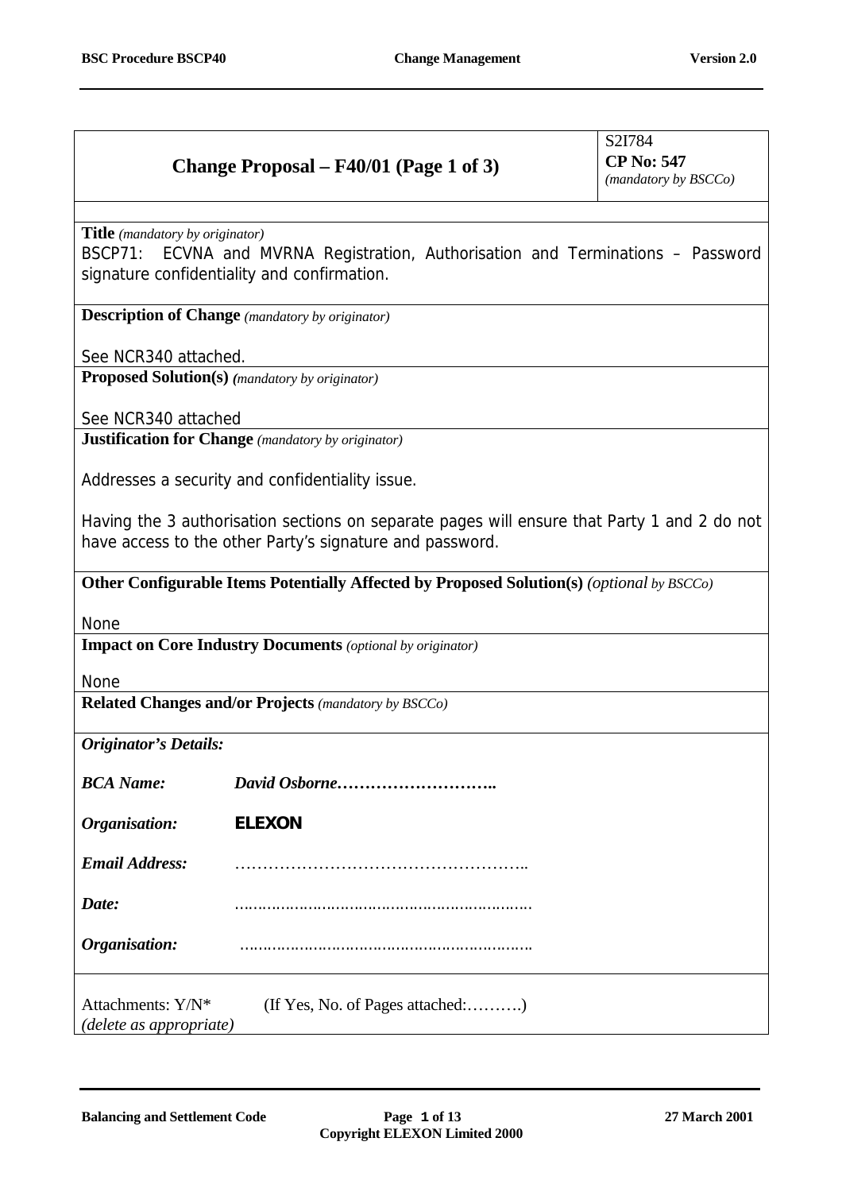| **Change Proposal – F40/01 (Page 1 of 3)** | S2I784 **CP No: 547** *(mandatory by BSCCo)* |
|---|---|

**Title** *(mandatory by originator)*

BSCP71: ECVNA and MVRNA Registration, Authorisation and Terminations – Password signature confidentiality and confirmation.

**Description of Change** *(mandatory by originator)*

See NCR340 attached.

**Proposed Solution(s)** *(mandatory by originator)*

See NCR340 attached

**Justification for Change** *(mandatory by originator)*

Addresses a security and confidentiality issue.

Having the 3 authorisation sections on separate pages will ensure that Party 1 and 2 do not have access to the other Party's signature and password.

**Other Configurable Items Potentially Affected by Proposed Solution(s)** *(optional by BSCCo)*

None

**Impact on Core Industry Documents** *(optional by originator)*

None

**Related Changes and/or Projects** *(mandatory by BSCCo)*

***Originator's Details:***

| | |
|---|---|
| ***BCA Name:*** | ***David Osborne………………………..*** |
| ***Organisation:*** | **ELEXON** |
| ***Email Address:*** | …………………………………………….. |
| ***Date:*** | ……………………………………………………… |
| ***Organisation:*** | ……………………………………………………… |

Attachments: Y/N* (If Yes, No. of Pages attached:……….)
*(delete as appropriate)*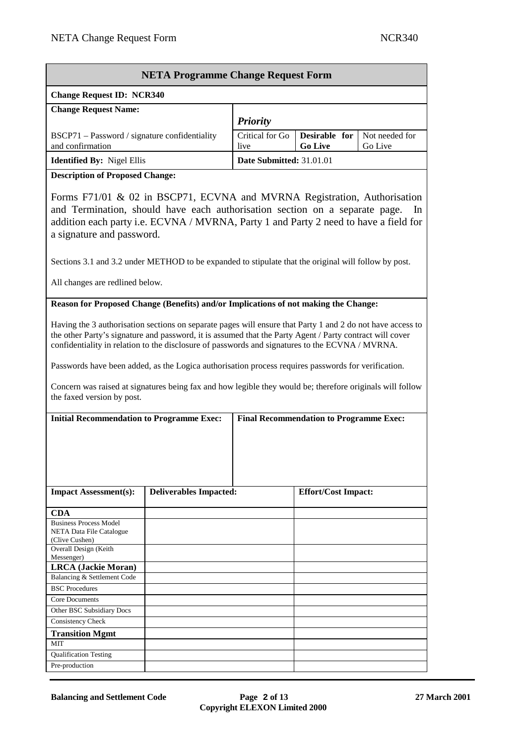## NETA Programme Change Request Form

**Change Request ID: NCR340**

| **Change Request Name:** | *Priority* | | |
|---|---|---|---|
| BSCP71 – Password / signature confidentiality and confirmation | Critical for Go live | **Desirable for Go Live** | Not needed for Go Live |
| **Identified By:** Nigel Ellis | **Date Submitted:** 31.01.01 | | |

**Description of Proposed Change:**

Forms F71/01 & 02 in BSCP71, ECVNA and MVRNA Registration, Authorisation and Termination, should have each authorisation section on a separate page. In addition each party i.e. ECVNA / MVRNA, Party 1 and Party 2 need to have a field for a signature and password.

Sections 3.1 and 3.2 under METHOD to be expanded to stipulate that the original will follow by post.

All changes are redlined below.

**Reason for Proposed Change (Benefits) and/or Implications of not making the Change:**

Having the 3 authorisation sections on separate pages will ensure that Party 1 and 2 do not have access to the other Party's signature and password, it is assumed that the Party Agent / Party contract will cover confidentiality in relation to the disclosure of passwords and signatures to the ECVNA / MVRNA.

Passwords have been added, as the Logica authorisation process requires passwords for verification.

Concern was raised at signatures being fax and how legible they would be; therefore originals will follow the faxed version by post.

| **Initial Recommendation to Programme Exec:** | **Final Recommendation to Programme Exec:** |
|---|---|
| | |

| **Impact Assessment(s):** | **Deliverables Impacted:** | **Effort/Cost Impact:** |
|---|---|---|
| **CDA** | | |
| Business Process Model NETA Data File Catalogue (Clive Cushen) | | |
| Overall Design (Keith Messenger) | | |
| **LRCA (Jackie Moran)** | | |
| Balancing & Settlement Code | | |
| BSC Procedures | | |
| Core Documents | | |
| Other BSC Subsidiary Docs | | |
| Consistency Check | | |
| **Transition Mgmt** | | |
| MIT | | |
| Qualification Testing | | |
| Pre-production | | |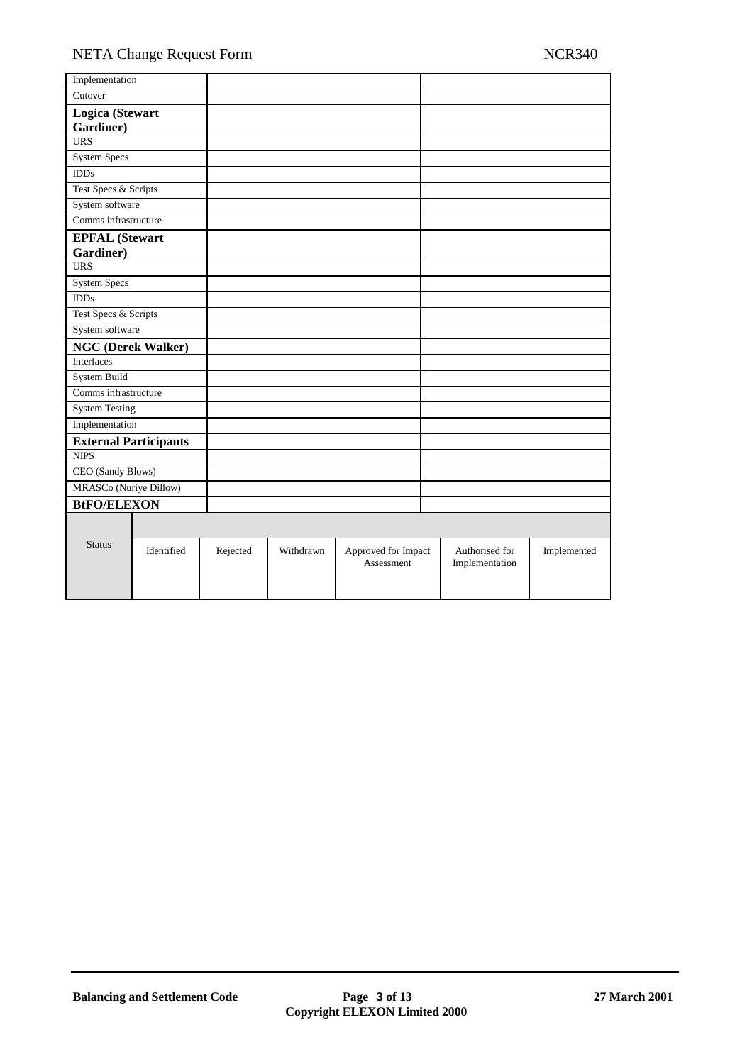| | | |
|---|---|---|
| Implementation | | |
| Cutover | | |
| **Logica (Stewart Gardiner)** | | |
| URS | | |
| System Specs | | |
| IDDs | | |
| Test Specs & Scripts | | |
| System software | | |
| Comms infrastructure | | |
| **EPFAL (Stewart Gardiner)** | | |
| URS | | |
| System Specs | | |
| IDDs | | |
| Test Specs & Scripts | | |
| System software | | |
| **NGC (Derek Walker)** | | |
| Interfaces | | |
| System Build | | |
| Comms infrastructure | | |
| System Testing | | |
| Implementation | | |
| **External Participants** | | |
| NIPS | | |
| CEO (Sandy Blows) | | |
| MRASCo (Nuriye Dillow) | | |
| **BtFO/ELEXON** | | |

| Status | Identified | Rejected | Withdrawn | Approved for Impact Assessment | Authorised for Implementation | Implemented |
|---|---|---|---|---|---|---|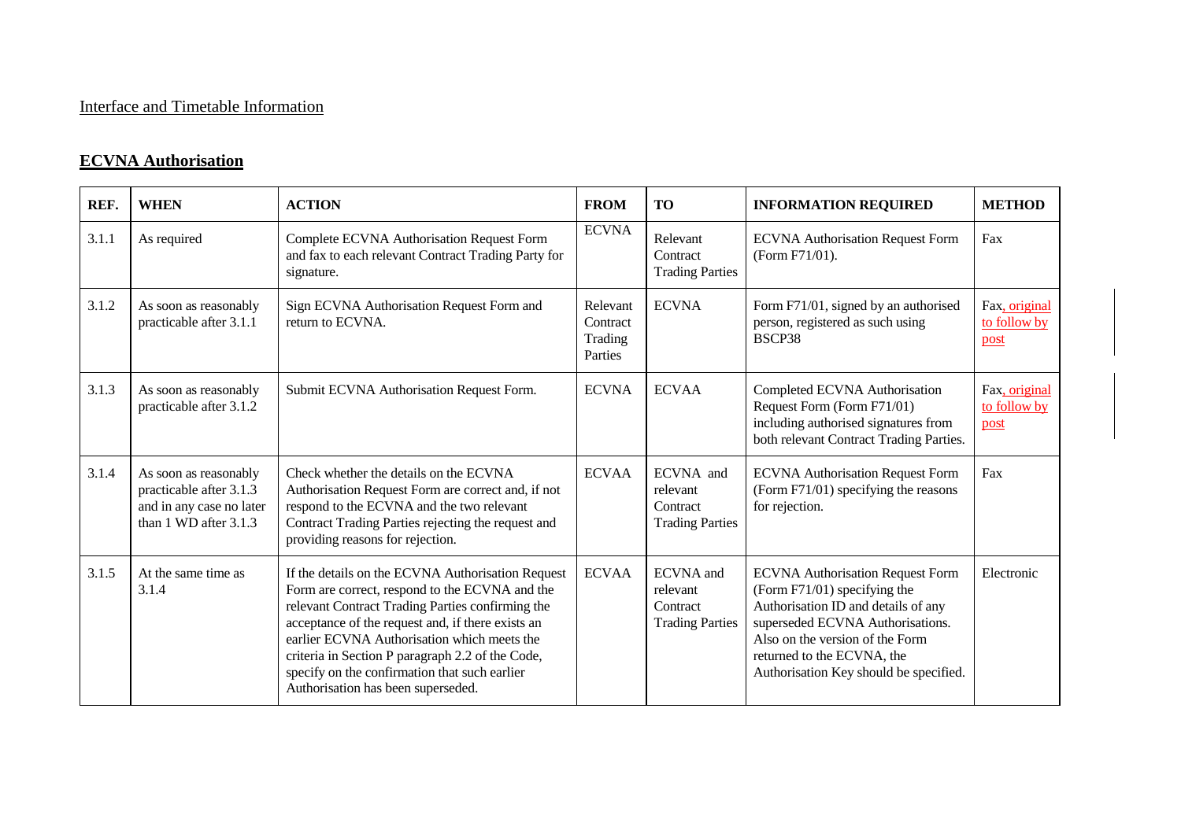Interface and Timetable Information

## ECVNA Authorisation

| REF. | WHEN | ACTION | FROM | TO | INFORMATION REQUIRED | METHOD |
|---|---|---|---|---|---|---|
| 3.1.1 | As required | Complete ECVNA Authorisation Request Form and fax to each relevant Contract Trading Party for signature. | ECVNA | Relevant Contract Trading Parties | ECVNA Authorisation Request Form (Form F71/01). | Fax |
| 3.1.2 | As soon as reasonably practicable after 3.1.1 | Sign ECVNA Authorisation Request Form and return to ECVNA. | Relevant Contract Trading Parties | ECVNA | Form F71/01, signed by an authorised person, registered as such using BSCP38 | Fax, original to follow by post |
| 3.1.3 | As soon as reasonably practicable after 3.1.2 | Submit ECVNA Authorisation Request Form. | ECVNA | ECVAA | Completed ECVNA Authorisation Request Form (Form F71/01) including authorised signatures from both relevant Contract Trading Parties. | Fax, original to follow by post |
| 3.1.4 | As soon as reasonably practicable after 3.1.3 and in any case no later than 1 WD after 3.1.3 | Check whether the details on the ECVNA Authorisation Request Form are correct and, if not respond to the ECVNA and the two relevant Contract Trading Parties rejecting the request and providing reasons for rejection. | ECVAA | ECVNA and relevant Contract Trading Parties | ECVNA Authorisation Request Form (Form F71/01) specifying the reasons for rejection. | Fax |
| 3.1.5 | At the same time as 3.1.4 | If the details on the ECVNA Authorisation Request Form are correct, respond to the ECVNA and the relevant Contract Trading Parties confirming the acceptance of the request and, if there exists an earlier ECVNA Authorisation which meets the criteria in Section P paragraph 2.2 of the Code, specify on the confirmation that such earlier Authorisation has been superseded. | ECVAA | ECVNA and relevant Contract Trading Parties | ECVNA Authorisation Request Form (Form F71/01) specifying the Authorisation ID and details of any superseded ECVNA Authorisations. Also on the version of the Form returned to the ECVNA, the Authorisation Key should be specified. | Electronic |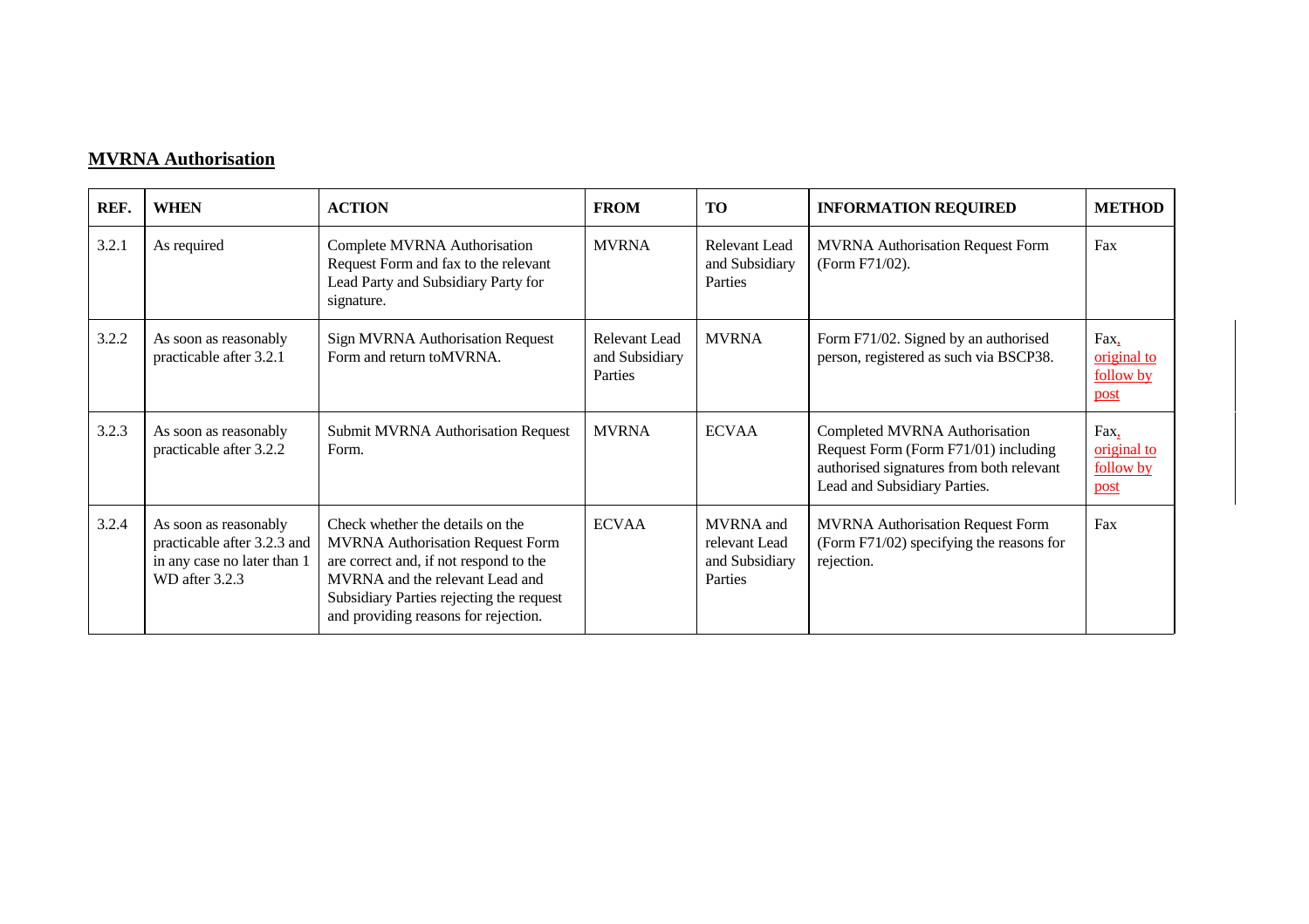## MVRNA Authorisation

| REF. | WHEN | ACTION | FROM | TO | INFORMATION REQUIRED | METHOD |
|---|---|---|---|---|---|---|
| 3.2.1 | As required | Complete MVRNA Authorisation Request Form and fax to the relevant Lead Party and Subsidiary Party for signature. | MVRNA | Relevant Lead and Subsidiary Parties | MVRNA Authorisation Request Form (Form F71/02). | Fax |
| 3.2.2 | As soon as reasonably practicable after 3.2.1 | Sign MVRNA Authorisation Request Form and return toMVRNA. | Relevant Lead and Subsidiary Parties | MVRNA | Form F71/02. Signed by an authorised person, registered as such via BSCP38. | Fax, original to follow by post |
| 3.2.3 | As soon as reasonably practicable after 3.2.2 | Submit MVRNA Authorisation Request Form. | MVRNA | ECVAA | Completed MVRNA Authorisation Request Form (Form F71/01) including authorised signatures from both relevant Lead and Subsidiary Parties. | Fax, original to follow by post |
| 3.2.4 | As soon as reasonably practicable after 3.2.3 and in any case no later than 1 WD after 3.2.3 | Check whether the details on the MVRNA Authorisation Request Form are correct and, if not respond to the MVRNA and the relevant Lead and Subsidiary Parties rejecting the request and providing reasons for rejection. | ECVAA | MVRNA and relevant Lead and Subsidiary Parties | MVRNA Authorisation Request Form (Form F71/02) specifying the reasons for rejection. | Fax |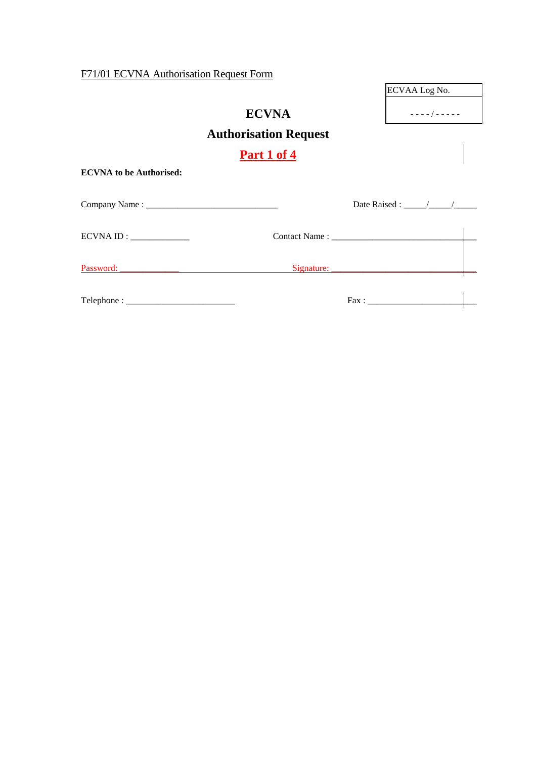F71/01 ECVNA Authorisation Request Form

| ECVAA Log No. |
| --- |
| - - - - / - - - - - |

# ECVNA

## Authorisation Request

## Part 1 of 4

**ECVNA to be Authorised:**

Company Name : ______________________________ Date Raised : _____/_____/_____

ECVNA ID : _____________ Contact Name : _______________________________

Password: _____________ Signature: _______________________________

Telephone : ________________________ Fax : ________________________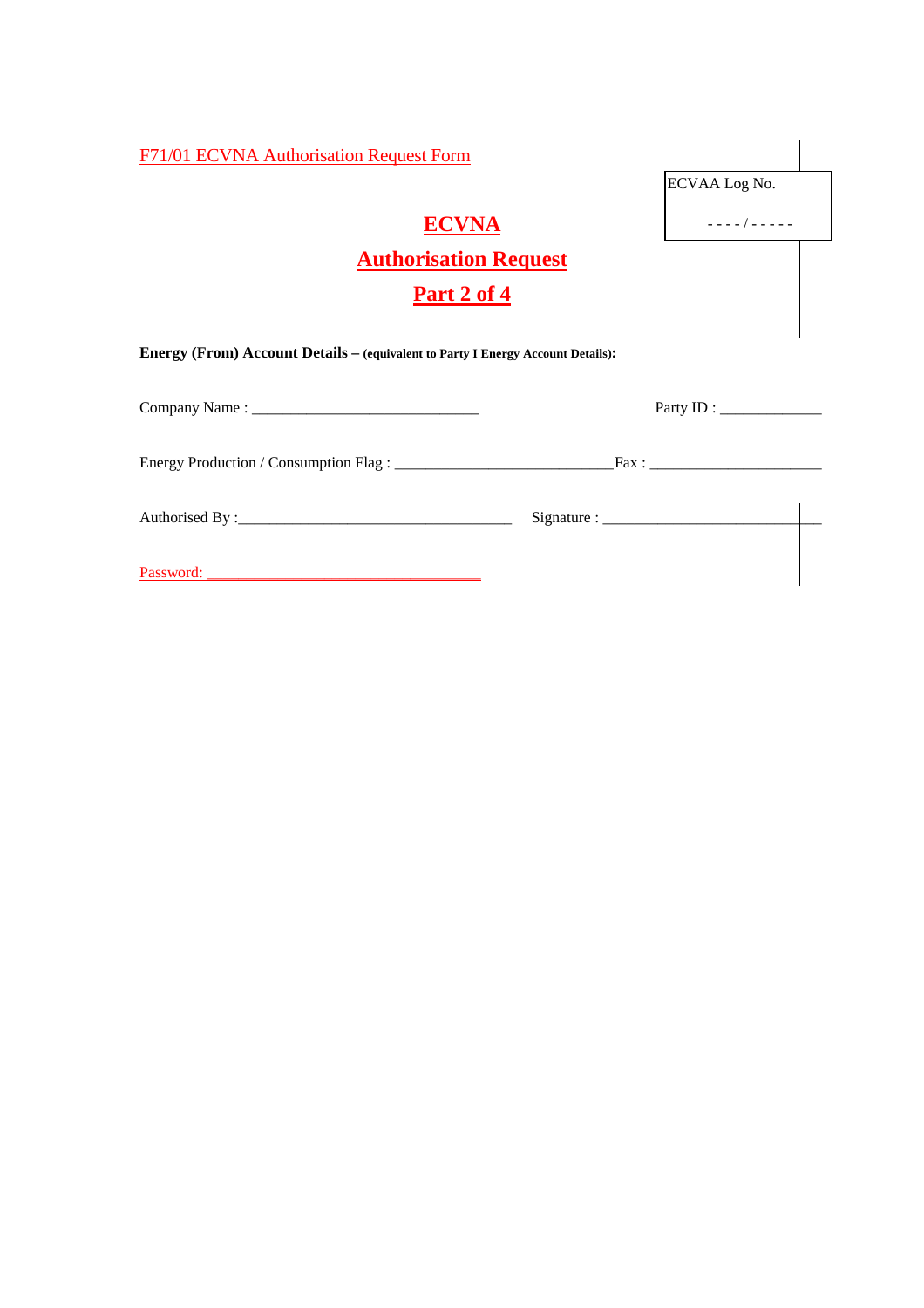F71/01 ECVNA Authorisation Request Form

| ECVAA Log No. |
|---|
| - - - - / - - - - - |

# ECVNA
# Authorisation Request
# Part 2 of 4

**Energy (From) Account Details – (equivalent to Party I Energy Account Details):**

Company Name : ______________________________ Party ID : _____________

Energy Production / Consumption Flag : ____________________________Fax : ______________________

Authorised By :____________________________________ Signature : ____________________________

Password: ____________________________________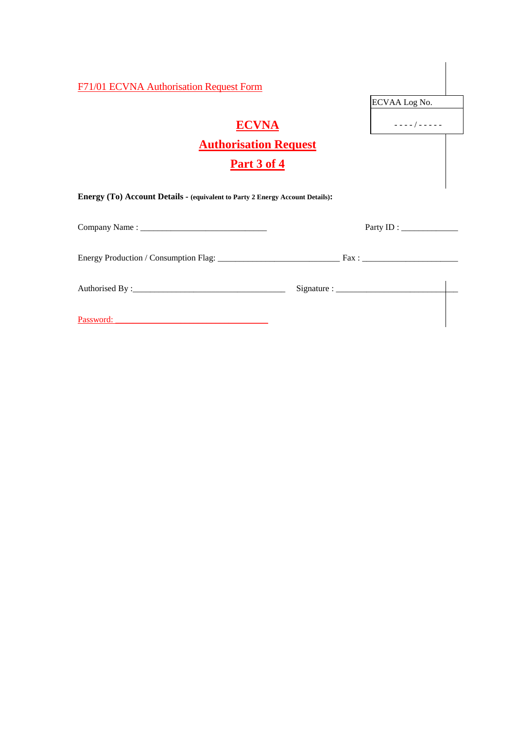F71/01 ECVNA Authorisation Request Form

| ECVAA Log No. |
| --- |
| - - - - / - - - - - |

# ECVNA

# Authorisation Request

# Part 3 of 4

**Energy (To) Account Details - (equivalent to Party 2 Energy Account Details):**

Company Name : ______________________________ Party ID : _____________

Energy Production / Consumption Flag: _____________________________ Fax : ______________________

Authorised By :____________________________________ Signature : ____________________________

Password: ____________________________________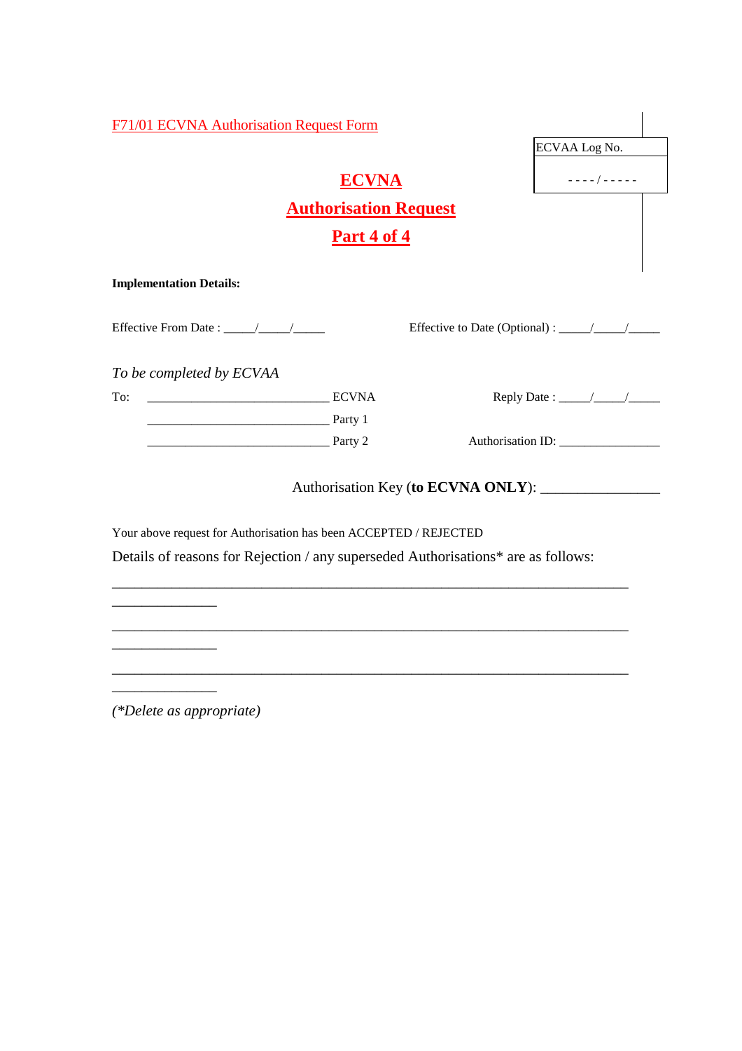F71/01 ECVNA Authorisation Request Form

| ECVAA Log No. |
| --- |
| - - - - / - - - - - |

# ECVNA
## Authorisation Request
## Part 4 of 4

**Implementation Details:**

Effective From Date : _____/_____/_____ Effective to Date (Optional) : _____/_____/_____

*To be completed by ECVAA*

To: ______________________________ ECVNA Reply Date : _____/_____/_____

______________________________ Party 1

______________________________ Party 2 Authorisation ID: ________________

Authorisation Key (**to ECVNA ONLY**): ________________

Your above request for Authorisation has been ACCEPTED / REJECTED

Details of reasons for Rejection / any superseded Authorisations* are as follows:

______________________________________________________________________________

______________

______________________________________________________________________________

______________

______________________________________________________________________________

______________

*(*Delete as appropriate)*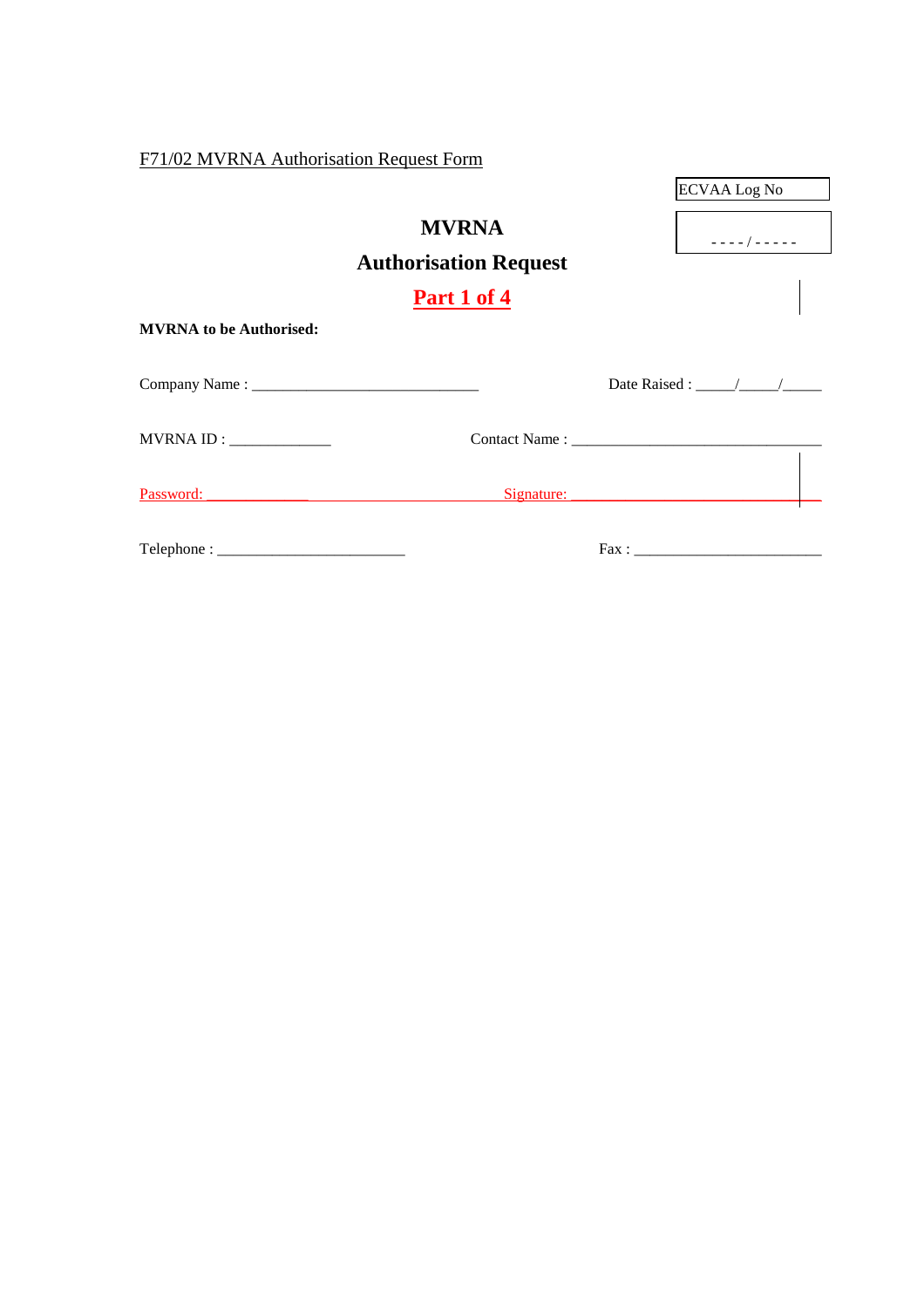F71/02 MVRNA Authorisation Request Form

| ECVAA Log No |
|---|
| - - - - / - - - - - |

# MVRNA

## Authorisation Request

## Part 1 of 4

**MVRNA to be Authorised:**

Company Name : _____________________________ Date Raised : _____/_____/_____

MVRNA ID : _____________ Contact Name : ________________________________

Password: _____________ Signature: ________________________________

Telephone : ________________________ Fax : ________________________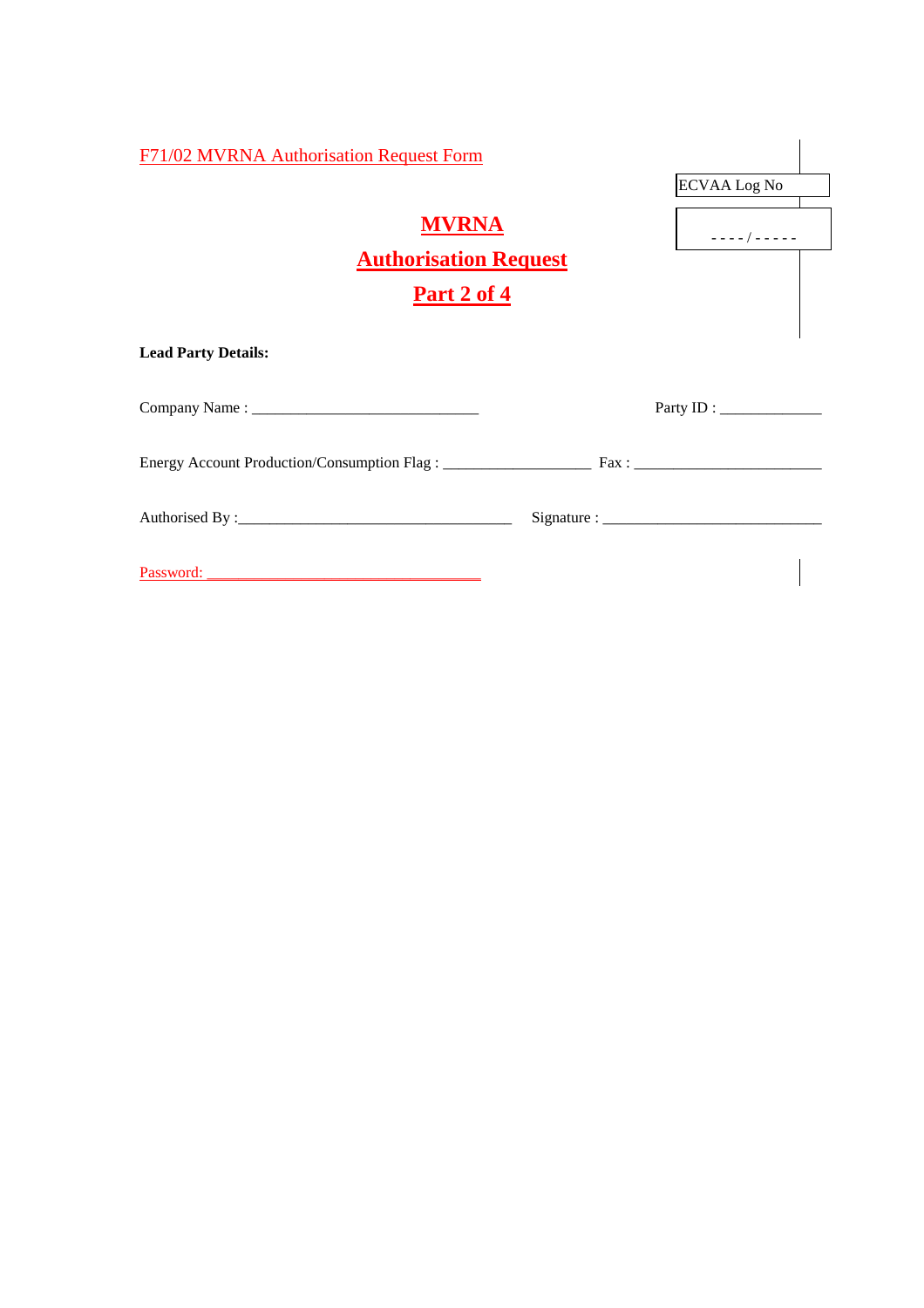F71/02 MVRNA Authorisation Request Form

| ECVAA Log No |
| --- |
| - - - - / - - - - - |

# MVRNA

# Authorisation Request

# Part 2 of 4

**Lead Party Details:**

Company Name : ______________________________ Party ID : _____________

Energy Account Production/Consumption Flag : ___________________ Fax : ________________________

Authorised By :____________________________________ Signature : ____________________________

Password: ____________________________________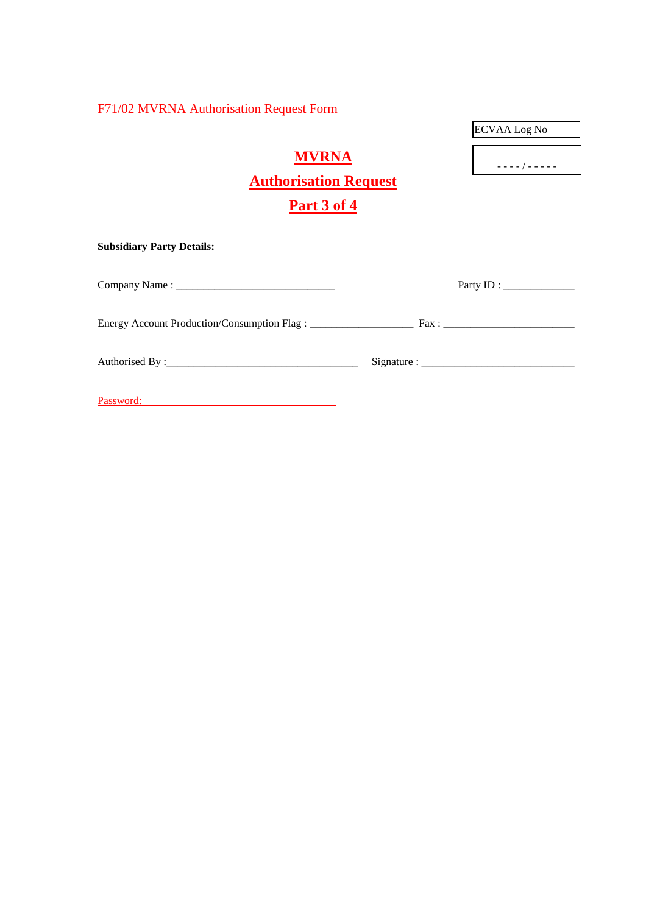F71/02 MVRNA Authorisation Request Form

| ECVAA Log No |
| --- |
| - - - - / - - - - - |

# MVRNA

# Authorisation Request

# Part 3 of 4

**Subsidiary Party Details:**

Company Name : ______________________________ Party ID : _____________

Energy Account Production/Consumption Flag : ___________________ Fax : ________________________

Authorised By :____________________________________ Signature : _____________________________

Password: ____________________________________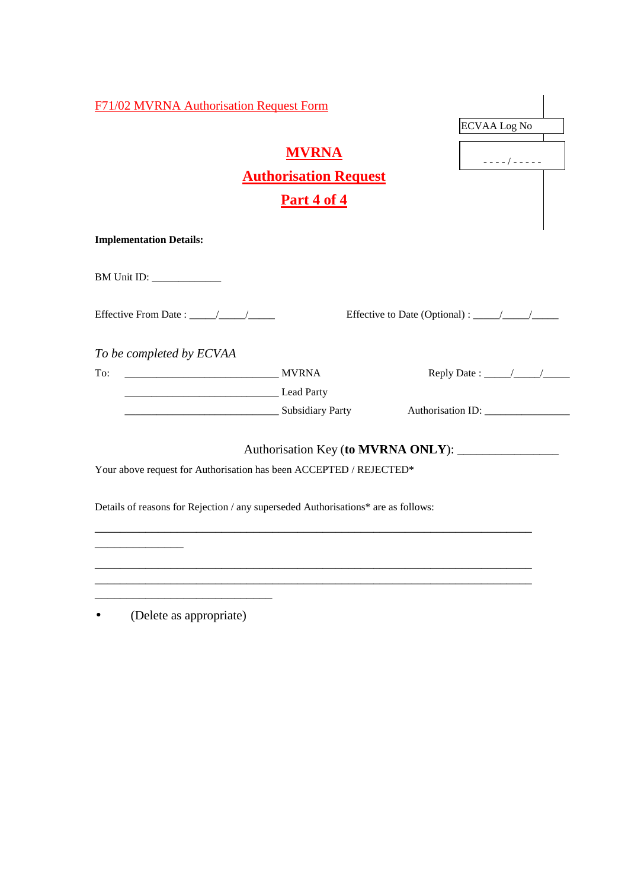F71/02 MVRNA Authorisation Request Form

| ECVAA Log No |
|---|
| - - - - / - - - - - |

# MVRNA

# Authorisation Request

# Part 4 of 4

**Implementation Details:**

BM Unit ID: _____________

Effective From Date : _____/_____/_____

Effective to Date (Optional) : _____/_____/_____

*To be completed by ECVAA*

To: _____________________________ MVRNA

Reply Date : _____/_____/_____

_____________________________ Lead Party

_____________________________ Subsidiary Party

Authorisation ID: ________________

Authorisation Key (**to MVRNA ONLY**): ________________

Your above request for Authorisation has been ACCEPTED / REJECTED*

Details of reasons for Rejection / any superseded Authorisations* are as follows:

_________________________________________________________________________________

________________

_________________________________________________________________________________

_________________________________________________________________________________

_________________________________

- (Delete as appropriate)